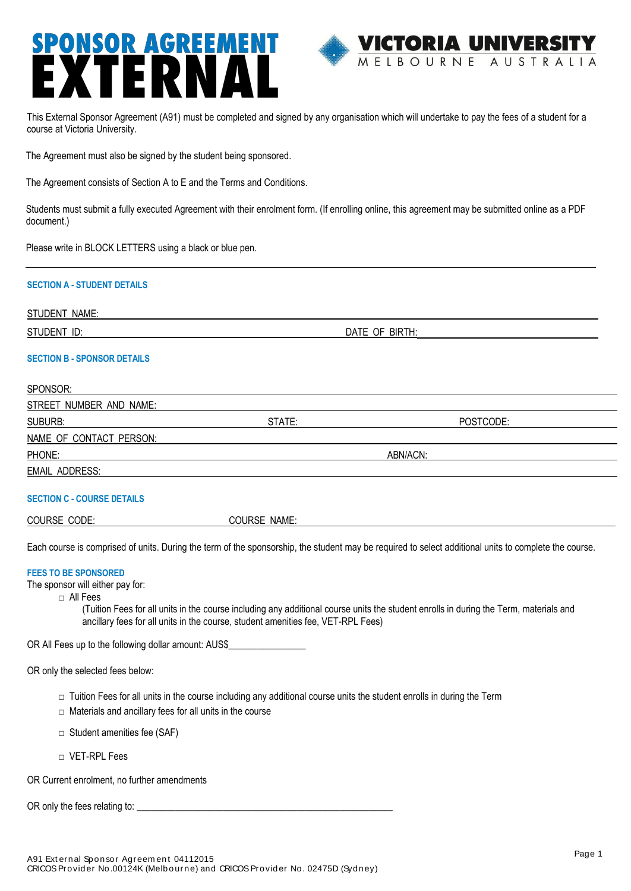# SPONSOR AGREEMENT EXTERNAL

**VICTORIA UNIVERSITY**
MELBOURNE AUSTRALIA

This External Sponsor Agreement (A91) must be completed and signed by any organisation which will undertake to pay the fees of a student for a course at Victoria University.

The Agreement must also be signed by the student being sponsored.

The Agreement consists of Section A to E and the Terms and Conditions.

Students must submit a fully executed Agreement with their enrolment form. (If enrolling online, this agreement may be submitted online as a PDF document.)

Please write in BLOCK LETTERS using a black or blue pen.

---

## SECTION A - STUDENT DETAILS

STUDENT NAME: ______________________________

STUDENT ID: ______________________________ DATE OF BIRTH: ______________________________

## SECTION B - SPONSOR DETAILS

SPONSOR: ______________________________

STREET NUMBER AND NAME: ______________________________

SUBURB: ______________ STATE: ______________ POSTCODE: ______________

NAME OF CONTACT PERSON: ______________________________

PHONE: ______________________________ ABN/ACN: ______________________________

EMAIL ADDRESS: ______________________________

## SECTION C - COURSE DETAILS

COURSE CODE: ______________ COURSE NAME: ______________________________

Each course is comprised of units. During the term of the sponsorship, the student may be required to select additional units to complete the course.

### FEES TO BE SPONSORED

The sponsor will either pay for:

- □ All Fees
  (Tuition Fees for all units in the course including any additional course units the student enrolls in during the Term, materials and ancillary fees for all units in the course, student amenities fee, VET-RPL Fees)

OR All Fees up to the following dollar amount: AUS$________________

OR only the selected fees below:

- □ Tuition Fees for all units in the course including any additional course units the student enrolls in during the Term
- □ Materials and ancillary fees for all units in the course
- □ Student amenities fee (SAF)
- □ VET-RPL Fees

OR Current enrolment, no further amendments

OR only the fees relating to: ______________________________________________________

A91 External Sponsor Agreement 04112015
CRICOS Provider No.00124K (Melbourne) and CRICOS Provider No. 02475D (Sydney)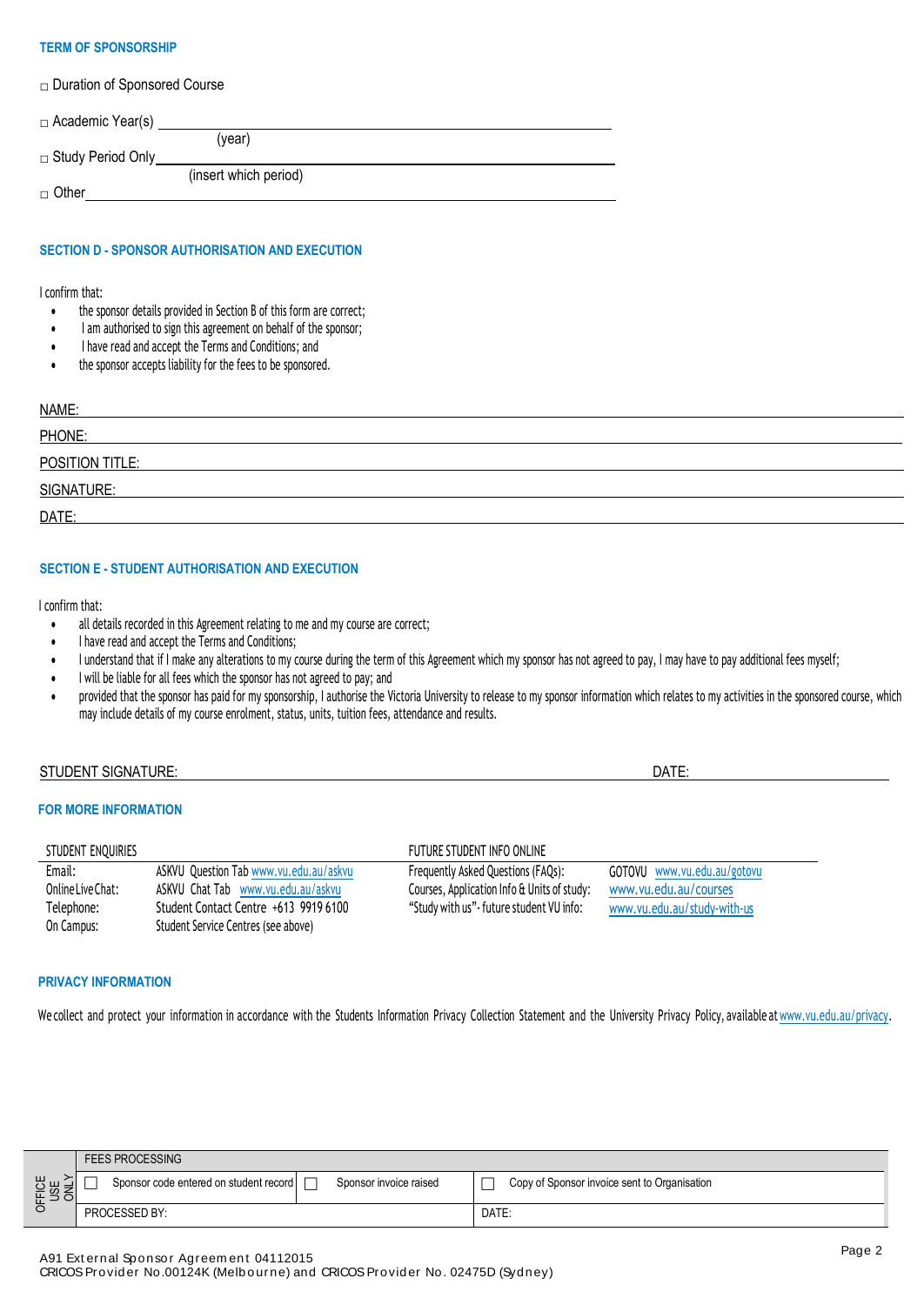### TERM OF SPONSORSHIP

□ Duration of Sponsored Course

□ Academic Year(s) ____________________
(year)

□ Study Period Only____________________
(insert which period)

□ Other____________________

### SECTION D - SPONSOR AUTHORISATION AND EXECUTION

I confirm that:

- the sponsor details provided in Section B of this form are correct;
- I am authorised to sign this agreement on behalf of the sponsor;
- I have read and accept the Terms and Conditions; and
- the sponsor accepts liability for the fees to be sponsored.

NAME: ____________________

PHONE: ____________________

POSITION TITLE: ____________________

SIGNATURE: ____________________

DATE: ____________________

### SECTION E - STUDENT AUTHORISATION AND EXECUTION

I confirm that:

- all details recorded in this Agreement relating to me and my course are correct;
- I have read and accept the Terms and Conditions;
- I understand that if I make any alterations to my course during the term of this Agreement which my sponsor has not agreed to pay, I may have to pay additional fees myself;
- I will be liable for all fees which the sponsor has not agreed to pay; and
- provided that the sponsor has paid for my sponsorship, I authorise the Victoria University to release to my sponsor information which relates to my activities in the sponsored course, which may include details of my course enrolment, status, units, tuition fees, attendance and results.

STUDENT SIGNATURE: ____________________ DATE: ____________________

### FOR MORE INFORMATION

| STUDENT ENQUIRIES | | FUTURE STUDENT INFO ONLINE | |
|---|---|---|---|
| Email: | ASKVU Question Tab www.vu.edu.au/askvu | Frequently Asked Questions (FAQs): | GOTOVU www.vu.edu.au/gotovu |
| Online Live Chat: | ASKVU Chat Tab www.vu.edu.au/askvu | Courses, Application Info & Units of study: | www.vu.edu.au/courses |
| Telephone: | Student Contact Centre +613 9919 6100 | "Study with us"- future student VU info: | www.vu.edu.au/study-with-us |
| On Campus: | Student Service Centres (see above) | | |

### PRIVACY INFORMATION

We collect and protect your information in accordance with the Students Information Privacy Collection Statement and the University Privacy Policy, available at www.vu.edu.au/privacy.

| OFFICE USE ONLY | FEES PROCESSING | | |
|---|---|---|---|
| | ☐ Sponsor code entered on student record | ☐ Sponsor invoice raised | ☐ Copy of Sponsor invoice sent to Organisation |
| | PROCESSED BY: | | DATE: |

A91 External Sponsor Agreement 04112015
CRICOS Provider No.00124K (Melbourne) and CRICOS Provider No. 02475D (Sydney)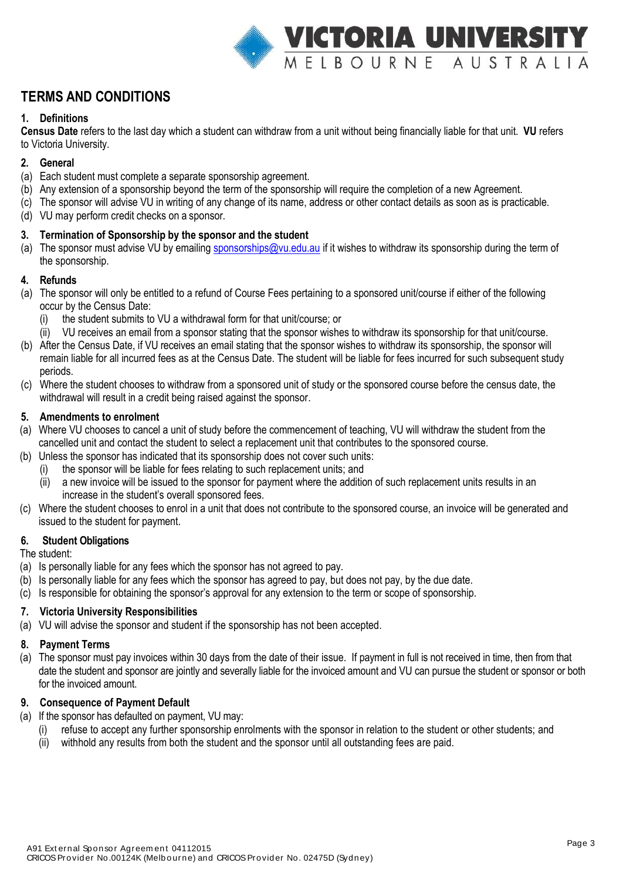VICTORIA UNIVERSITY
MELBOURNE AUSTRALIA

# TERMS AND CONDITIONS

## 1. Definitions

**Census Date** refers to the last day which a student can withdraw from a unit without being financially liable for that unit. **VU** refers to Victoria University.

## 2. General

(a) Each student must complete a separate sponsorship agreement.
(b) Any extension of a sponsorship beyond the term of the sponsorship will require the completion of a new Agreement.
(c) The sponsor will advise VU in writing of any change of its name, address or other contact details as soon as is practicable.
(d) VU may perform credit checks on a sponsor.

## 3. Termination of Sponsorship by the sponsor and the student

(a) The sponsor must advise VU by emailing sponsorships@vu.edu.au if it wishes to withdraw its sponsorship during the term of the sponsorship.

## 4. Refunds

(a) The sponsor will only be entitled to a refund of Course Fees pertaining to a sponsored unit/course if either of the following occur by the Census Date:
  (i) the student submits to VU a withdrawal form for that unit/course; or
  (ii) VU receives an email from a sponsor stating that the sponsor wishes to withdraw its sponsorship for that unit/course.
(b) After the Census Date, if VU receives an email stating that the sponsor wishes to withdraw its sponsorship, the sponsor will remain liable for all incurred fees as at the Census Date. The student will be liable for fees incurred for such subsequent study periods.
(c) Where the student chooses to withdraw from a sponsored unit of study or the sponsored course before the census date, the withdrawal will result in a credit being raised against the sponsor.

## 5. Amendments to enrolment

(a) Where VU chooses to cancel a unit of study before the commencement of teaching, VU will withdraw the student from the cancelled unit and contact the student to select a replacement unit that contributes to the sponsored course.
(b) Unless the sponsor has indicated that its sponsorship does not cover such units:
  (i) the sponsor will be liable for fees relating to such replacement units; and
  (ii) a new invoice will be issued to the sponsor for payment where the addition of such replacement units results in an increase in the student's overall sponsored fees.
(c) Where the student chooses to enrol in a unit that does not contribute to the sponsored course, an invoice will be generated and issued to the student for payment.

## 6. Student Obligations

The student:

(a) Is personally liable for any fees which the sponsor has not agreed to pay.
(b) Is personally liable for any fees which the sponsor has agreed to pay, but does not pay, by the due date.
(c) Is responsible for obtaining the sponsor's approval for any extension to the term or scope of sponsorship.

## 7. Victoria University Responsibilities

(a) VU will advise the sponsor and student if the sponsorship has not been accepted.

## 8. Payment Terms

(a) The sponsor must pay invoices within 30 days from the date of their issue. If payment in full is not received in time, then from that date the student and sponsor are jointly and severally liable for the invoiced amount and VU can pursue the student or sponsor or both for the invoiced amount.

## 9. Consequence of Payment Default

(a) If the sponsor has defaulted on payment, VU may:
  (i) refuse to accept any further sponsorship enrolments with the sponsor in relation to the student or other students; and
  (ii) withhold any results from both the student and the sponsor until all outstanding fees are paid.

A91 External Sponsor Agreement 04112015
CRICOS Provider No.00124K (Melbourne) and CRICOS Provider No. 02475D (Sydney)